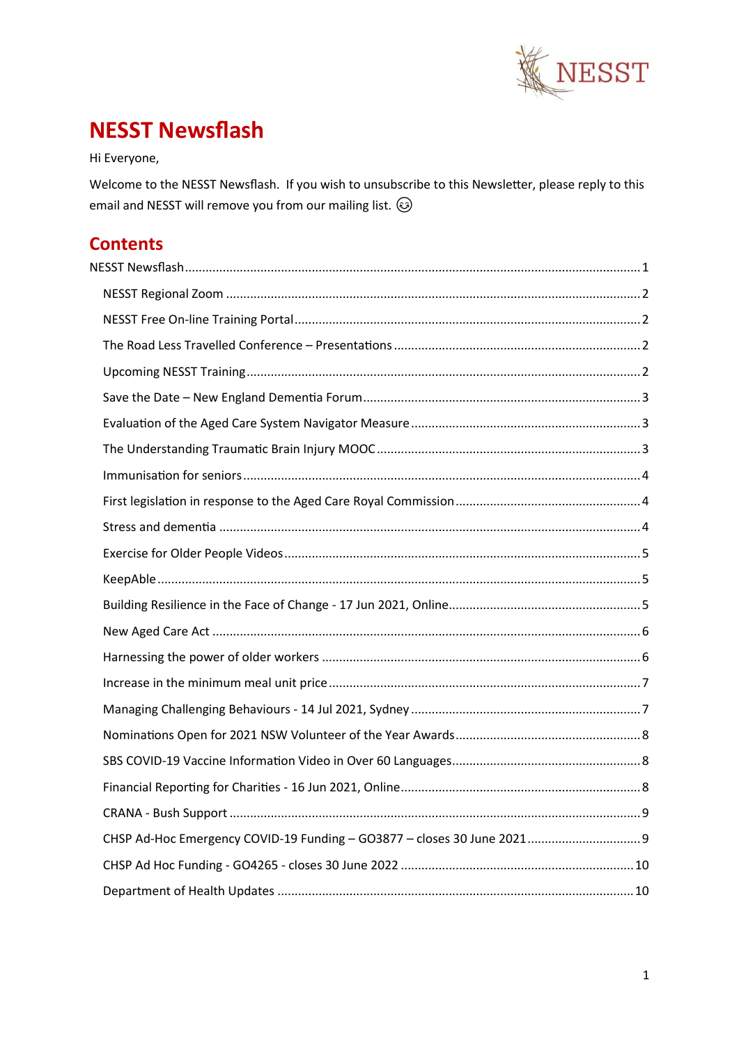# NESST Newsflash

Hi Everyone,

Welcome to the NESST Newsflash. If you wish to unsubscribe to this Newsletter, please reply to this email and NESST will remove you from our mailing list. 😊

## Contents

NESST Newsflash ........ 1

- NESST Regional Zoom ........ 2
- NESST Free On-line Training Portal ........ 2
- The Road Less Travelled Conference – Presentations ........ 2
- Upcoming NESST Training ........ 2
- Save the Date – New England Dementia Forum ........ 3
- Evaluation of the Aged Care System Navigator Measure ........ 3
- The Understanding Traumatic Brain Injury MOOC ........ 3
- Immunisation for seniors ........ 4
- First legislation in response to the Aged Care Royal Commission ........ 4
- Stress and dementia ........ 4
- Exercise for Older People Videos ........ 5
- KeepAble ........ 5
- Building Resilience in the Face of Change - 17 Jun 2021, Online ........ 5
- New Aged Care Act ........ 6
- Harnessing the power of older workers ........ 6
- Increase in the minimum meal unit price ........ 7
- Managing Challenging Behaviours - 14 Jul 2021, Sydney ........ 7
- Nominations Open for 2021 NSW Volunteer of the Year Awards ........ 8
- SBS COVID-19 Vaccine Information Video in Over 60 Languages ........ 8
- Financial Reporting for Charities - 16 Jun 2021, Online ........ 8
- CRANA - Bush Support ........ 9
- CHSP Ad-Hoc Emergency COVID-19 Funding – GO3877 – closes 30 June 2021 ........ 9
- CHSP Ad Hoc Funding - GO4265 - closes 30 June 2022 ........ 10
- Department of Health Updates ........ 10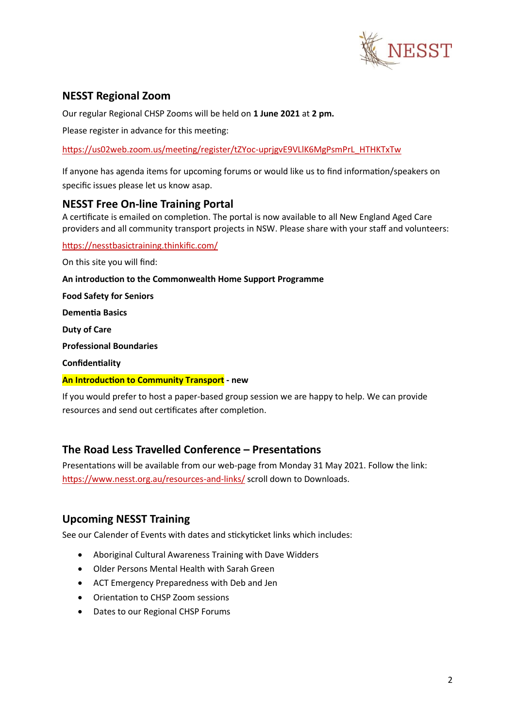## NESST Regional Zoom

Our regular Regional CHSP Zooms will be held on **1 June 2021** at **2 pm.**

Please register in advance for this meeting:

https://us02web.zoom.us/meeting/register/tZYoc-uprjgvE9VLlK6MgPsmPrL_HTHKTxTw

If anyone has agenda items for upcoming forums or would like us to find information/speakers on specific issues please let us know asap.

## NESST Free On-line Training Portal

A certificate is emailed on completion. The portal is now available to all New England Aged Care providers and all community transport projects in NSW. Please share with your staff and volunteers:

https://nesstbasictraining.thinkific.com/

On this site you will find:

**An introduction to the Commonwealth Home Support Programme**

**Food Safety for Seniors**

**Dementia Basics**

**Duty of Care**

**Professional Boundaries**

**Confidentiality**

**An Introduction to Community Transport - new**

If you would prefer to host a paper-based group session we are happy to help. We can provide resources and send out certificates after completion.

## The Road Less Travelled Conference – Presentations

Presentations will be available from our web-page from Monday 31 May 2021. Follow the link: https://www.nesst.org.au/resources-and-links/ scroll down to Downloads.

## Upcoming NESST Training

See our Calender of Events with dates and stickyticket links which includes:

- Aboriginal Cultural Awareness Training with Dave Widders
- Older Persons Mental Health with Sarah Green
- ACT Emergency Preparedness with Deb and Jen
- Orientation to CHSP Zoom sessions
- Dates to our Regional CHSP Forums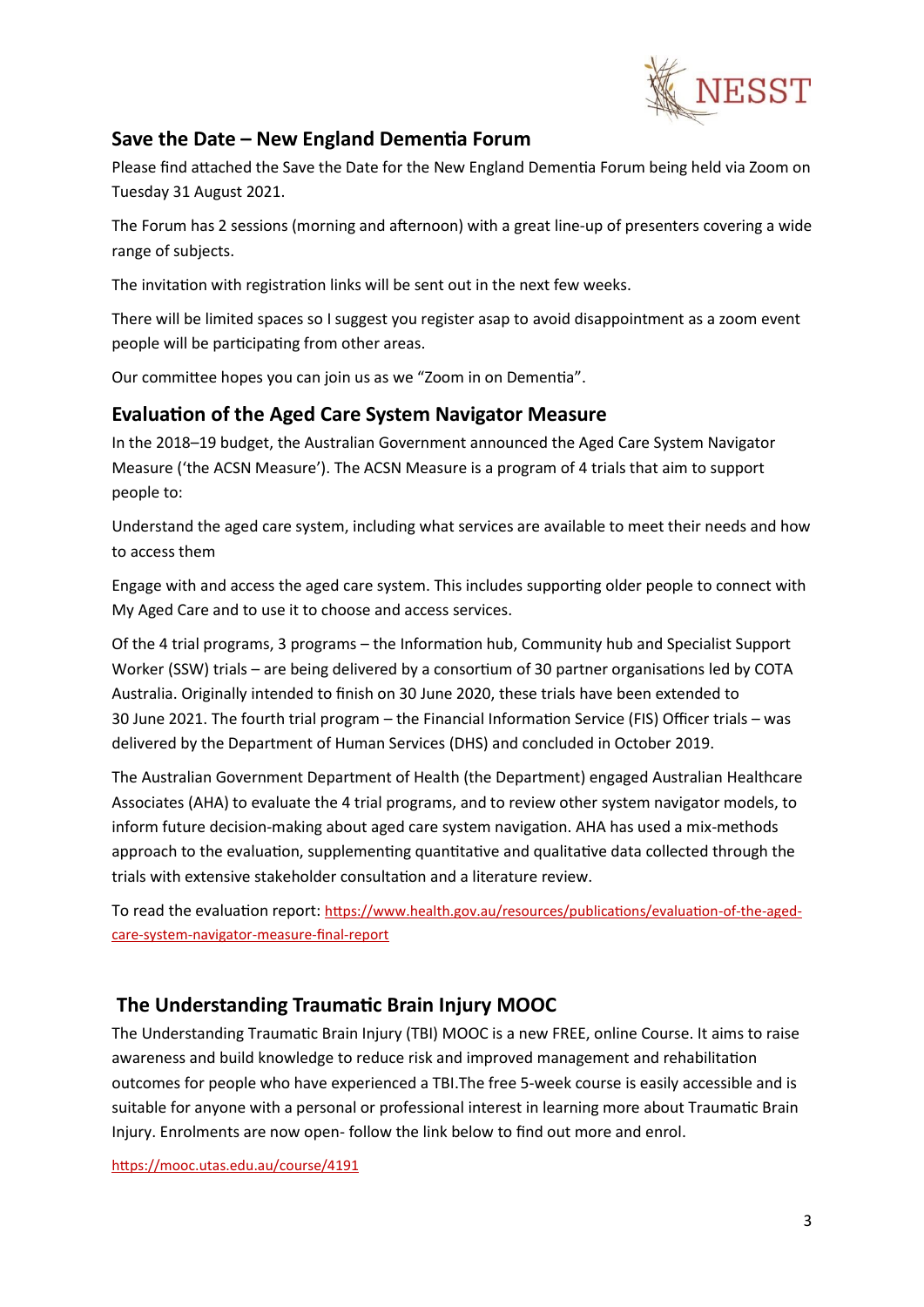## Save the Date – New England Dementia Forum

Please find attached the Save the Date for the New England Dementia Forum being held via Zoom on Tuesday 31 August 2021.

The Forum has 2 sessions (morning and afternoon) with a great line-up of presenters covering a wide range of subjects.

The invitation with registration links will be sent out in the next few weeks.

There will be limited spaces so I suggest you register asap to avoid disappointment as a zoom event people will be participating from other areas.

Our committee hopes you can join us as we "Zoom in on Dementia".

## Evaluation of the Aged Care System Navigator Measure

In the 2018–19 budget, the Australian Government announced the Aged Care System Navigator Measure ('the ACSN Measure'). The ACSN Measure is a program of 4 trials that aim to support people to:

Understand the aged care system, including what services are available to meet their needs and how to access them

Engage with and access the aged care system. This includes supporting older people to connect with My Aged Care and to use it to choose and access services.

Of the 4 trial programs, 3 programs – the Information hub, Community hub and Specialist Support Worker (SSW) trials – are being delivered by a consortium of 30 partner organisations led by COTA Australia. Originally intended to finish on 30 June 2020, these trials have been extended to 30 June 2021. The fourth trial program – the Financial Information Service (FIS) Officer trials – was delivered by the Department of Human Services (DHS) and concluded in October 2019.

The Australian Government Department of Health (the Department) engaged Australian Healthcare Associates (AHA) to evaluate the 4 trial programs, and to review other system navigator models, to inform future decision-making about aged care system navigation. AHA has used a mix-methods approach to the evaluation, supplementing quantitative and qualitative data collected through the trials with extensive stakeholder consultation and a literature review.

To read the evaluation report: https://www.health.gov.au/resources/publications/evaluation-of-the-aged-care-system-navigator-measure-final-report

## The Understanding Traumatic Brain Injury MOOC

The Understanding Traumatic Brain Injury (TBI) MOOC is a new FREE, online Course. It aims to raise awareness and build knowledge to reduce risk and improved management and rehabilitation outcomes for people who have experienced a TBI.The free 5-week course is easily accessible and is suitable for anyone with a personal or professional interest in learning more about Traumatic Brain Injury. Enrolments are now open- follow the link below to find out more and enrol.

https://mooc.utas.edu.au/course/4191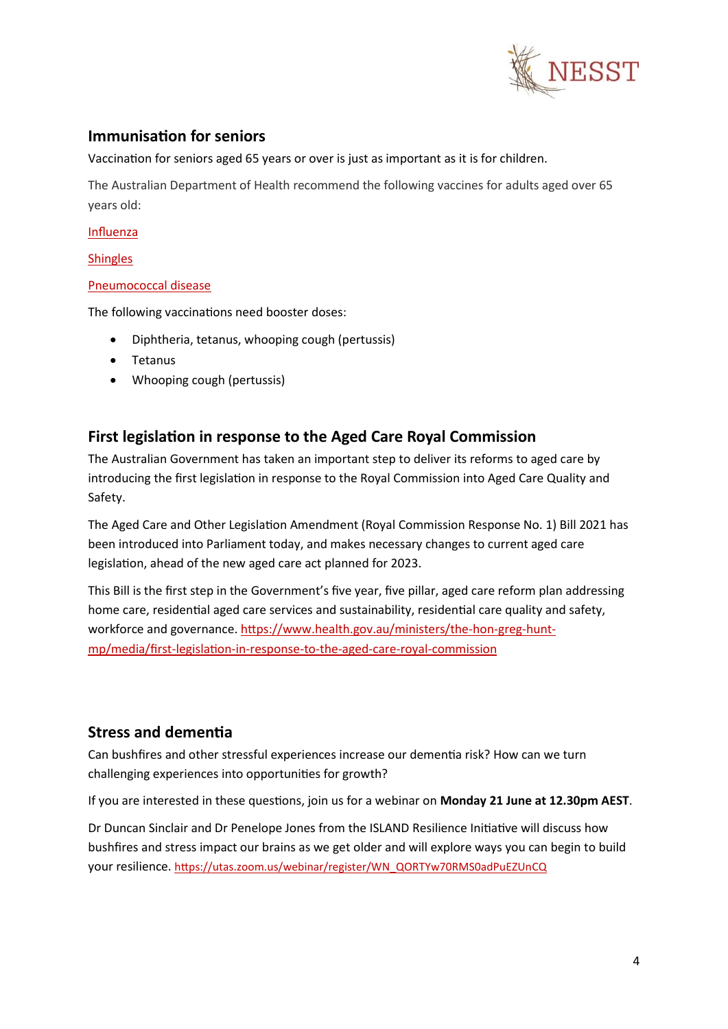## Immunisation for seniors

Vaccination for seniors aged 65 years or over is just as important as it is for children.

The Australian Department of Health recommend the following vaccines for adults aged over 65 years old:

Influenza

Shingles

Pneumococcal disease

The following vaccinations need booster doses:

- Diphtheria, tetanus, whooping cough (pertussis)
- Tetanus
- Whooping cough (pertussis)

## First legislation in response to the Aged Care Royal Commission

The Australian Government has taken an important step to deliver its reforms to aged care by introducing the first legislation in response to the Royal Commission into Aged Care Quality and Safety.

The Aged Care and Other Legislation Amendment (Royal Commission Response No. 1) Bill 2021 has been introduced into Parliament today, and makes necessary changes to current aged care legislation, ahead of the new aged care act planned for 2023.

This Bill is the first step in the Government's five year, five pillar, aged care reform plan addressing home care, residential aged care services and sustainability, residential care quality and safety, workforce and governance. https://www.health.gov.au/ministers/the-hon-greg-hunt-mp/media/first-legislation-in-response-to-the-aged-care-royal-commission

## Stress and dementia

Can bushfires and other stressful experiences increase our dementia risk? How can we turn challenging experiences into opportunities for growth?

If you are interested in these questions, join us for a webinar on **Monday 21 June at 12.30pm AEST**.

Dr Duncan Sinclair and Dr Penelope Jones from the ISLAND Resilience Initiative will discuss how bushfires and stress impact our brains as we get older and will explore ways you can begin to build your resilience. https://utas.zoom.us/webinar/register/WN_QORTYw70RMS0adPuEZUnCQ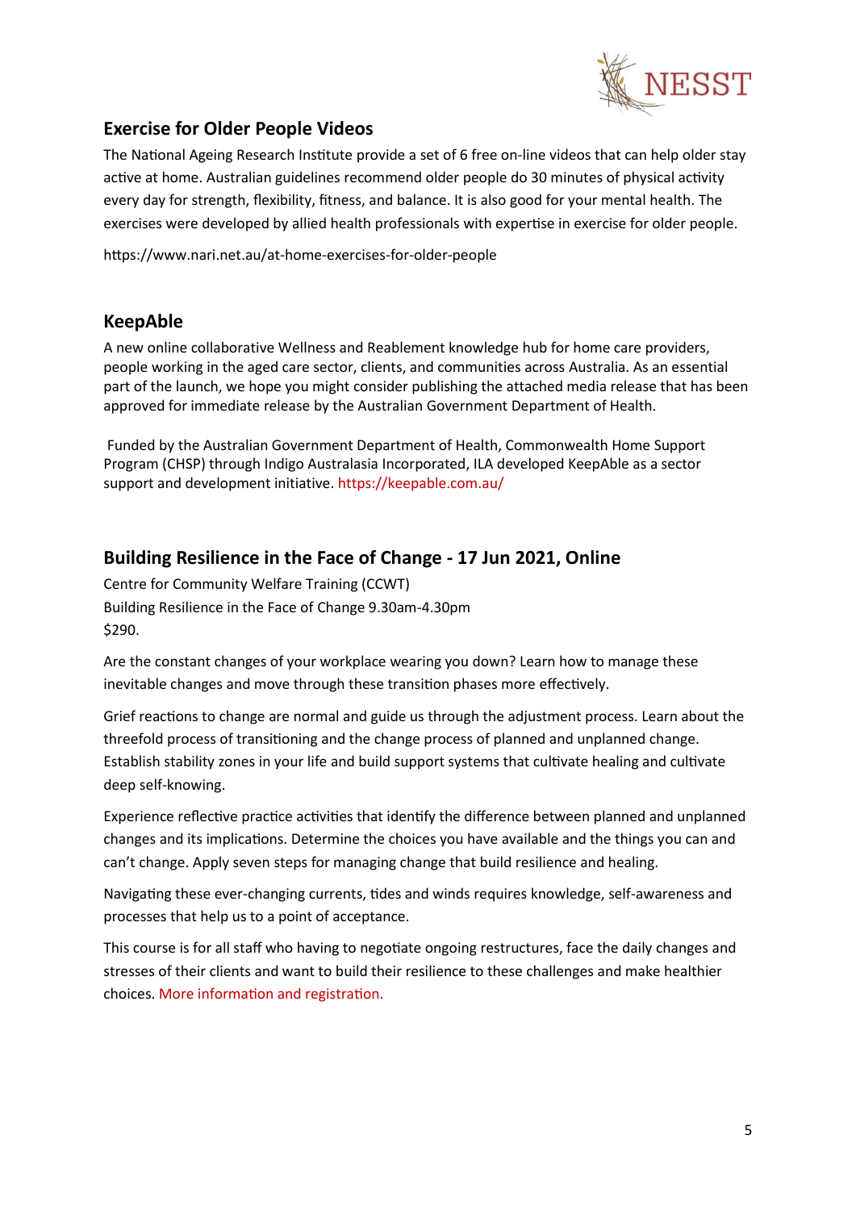## Exercise for Older People Videos

The National Ageing Research Institute provide a set of 6 free on-line videos that can help older stay active at home. Australian guidelines recommend older people do 30 minutes of physical activity every day for strength, flexibility, fitness, and balance. It is also good for your mental health. The exercises were developed by allied health professionals with expertise in exercise for older people.

https://www.nari.net.au/at-home-exercises-for-older-people

## KeepAble

A new online collaborative Wellness and Reablement knowledge hub for home care providers, people working in the aged care sector, clients, and communities across Australia. As an essential part of the launch, we hope you might consider publishing the attached media release that has been approved for immediate release by the Australian Government Department of Health.

Funded by the Australian Government Department of Health, Commonwealth Home Support Program (CHSP) through Indigo Australasia Incorporated, ILA developed KeepAble as a sector support and development initiative. https://keepable.com.au/

## Building Resilience in the Face of Change - 17 Jun 2021, Online

Centre for Community Welfare Training (CCWT)
Building Resilience in the Face of Change 9.30am-4.30pm
$290.

Are the constant changes of your workplace wearing you down? Learn how to manage these inevitable changes and move through these transition phases more effectively.

Grief reactions to change are normal and guide us through the adjustment process. Learn about the threefold process of transitioning and the change process of planned and unplanned change. Establish stability zones in your life and build support systems that cultivate healing and cultivate deep self-knowing.

Experience reflective practice activities that identify the difference between planned and unplanned changes and its implications. Determine the choices you have available and the things you can and can't change. Apply seven steps for managing change that build resilience and healing.

Navigating these ever-changing currents, tides and winds requires knowledge, self-awareness and processes that help us to a point of acceptance.

This course is for all staff who having to negotiate ongoing restructures, face the daily changes and stresses of their clients and want to build their resilience to these challenges and make healthier choices. More information and registration.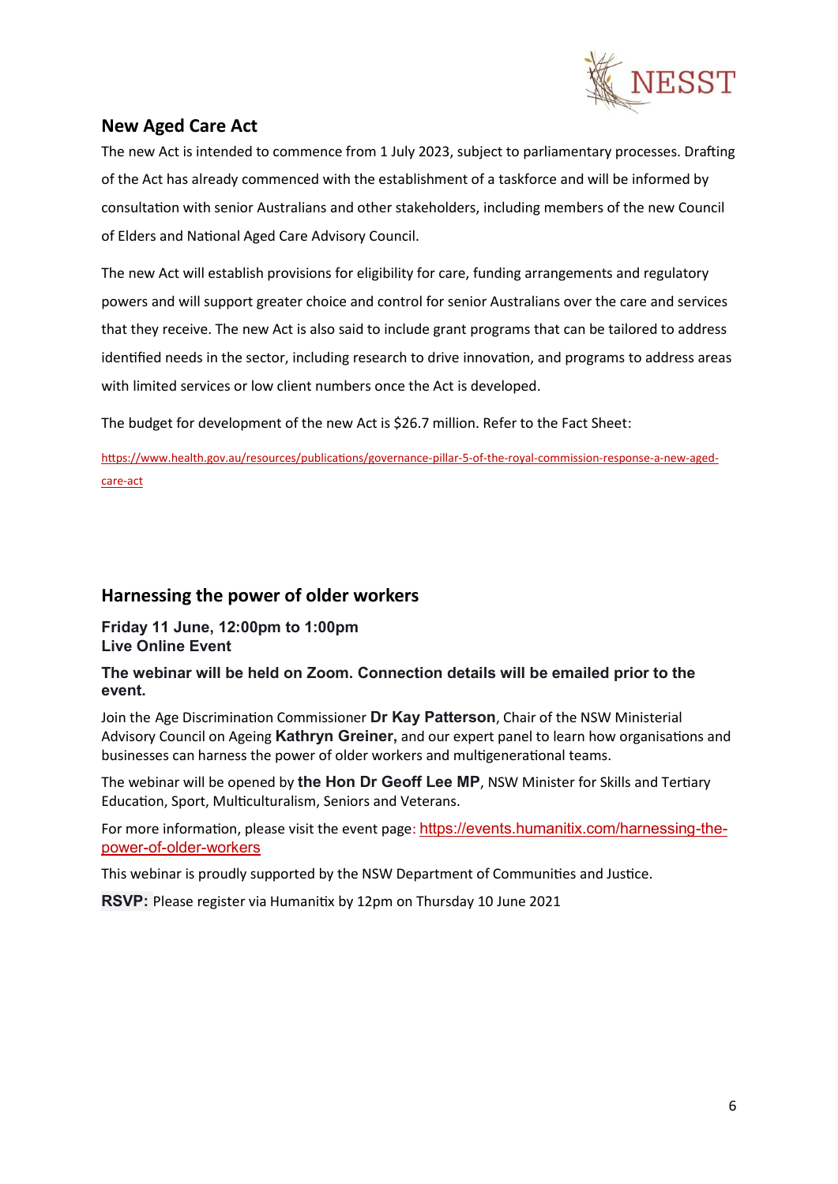## New Aged Care Act

The new Act is intended to commence from 1 July 2023, subject to parliamentary processes. Drafting of the Act has already commenced with the establishment of a taskforce and will be informed by consultation with senior Australians and other stakeholders, including members of the new Council of Elders and National Aged Care Advisory Council.

The new Act will establish provisions for eligibility for care, funding arrangements and regulatory powers and will support greater choice and control for senior Australians over the care and services that they receive. The new Act is also said to include grant programs that can be tailored to address identified needs in the sector, including research to drive innovation, and programs to address areas with limited services or low client numbers once the Act is developed.

The budget for development of the new Act is $26.7 million. Refer to the Fact Sheet:

https://www.health.gov.au/resources/publications/governance-pillar-5-of-the-royal-commission-response-a-new-aged-care-act

## Harnessing the power of older workers

**Friday 11 June, 12:00pm to 1:00pm**
**Live Online Event**

**The webinar will be held on Zoom. Connection details will be emailed prior to the event.**

Join the Age Discrimination Commissioner **Dr Kay Patterson**, Chair of the NSW Ministerial Advisory Council on Ageing **Kathryn Greiner,** and our expert panel to learn how organisations and businesses can harness the power of older workers and multigenerational teams.

The webinar will be opened by **the Hon Dr Geoff Lee MP**, NSW Minister for Skills and Tertiary Education, Sport, Multiculturalism, Seniors and Veterans.

For more information, please visit the event page: https://events.humanitix.com/harnessing-the-power-of-older-workers

This webinar is proudly supported by the NSW Department of Communities and Justice.

**RSVP:** Please register via Humanitix by 12pm on Thursday 10 June 2021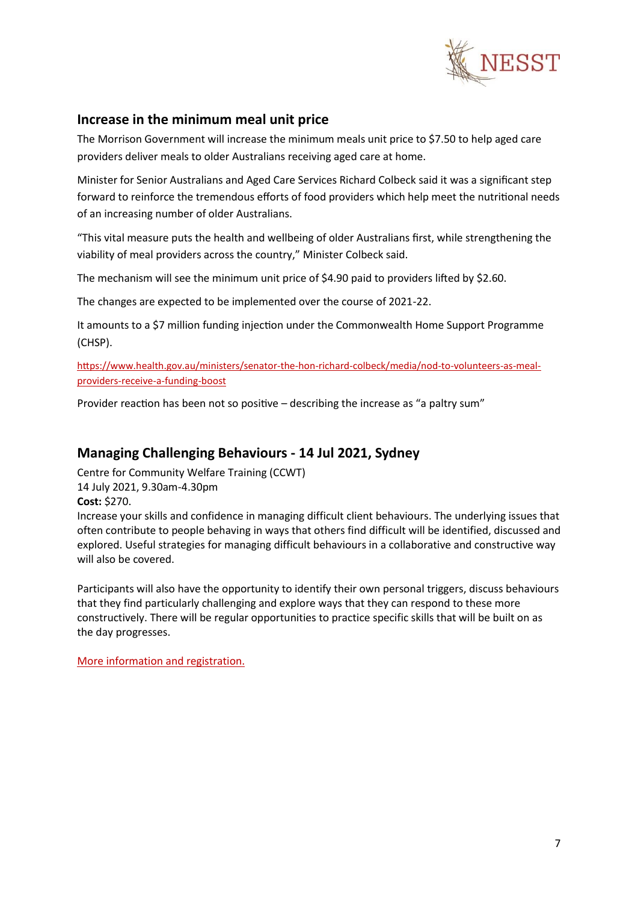## Increase in the minimum meal unit price

The Morrison Government will increase the minimum meals unit price to $7.50 to help aged care providers deliver meals to older Australians receiving aged care at home.

Minister for Senior Australians and Aged Care Services Richard Colbeck said it was a significant step forward to reinforce the tremendous efforts of food providers which help meet the nutritional needs of an increasing number of older Australians.

"This vital measure puts the health and wellbeing of older Australians first, while strengthening the viability of meal providers across the country," Minister Colbeck said.

The mechanism will see the minimum unit price of $4.90 paid to providers lifted by $2.60.

The changes are expected to be implemented over the course of 2021-22.

It amounts to a $7 million funding injection under the Commonwealth Home Support Programme (CHSP).

[https://www.health.gov.au/ministers/senator-the-hon-richard-colbeck/media/nod-to-volunteers-as-meal-providers-receive-a-funding-boost](https://www.health.gov.au/ministers/senator-the-hon-richard-colbeck/media/nod-to-volunteers-as-meal-providers-receive-a-funding-boost)

Provider reaction has been not so positive – describing the increase as "a paltry sum"

## Managing Challenging Behaviours - 14 Jul 2021, Sydney

Centre for Community Welfare Training (CCWT)
14 July 2021, 9.30am-4.30pm
**Cost:** $270.
Increase your skills and confidence in managing difficult client behaviours. The underlying issues that often contribute to people behaving in ways that others find difficult will be identified, discussed and explored. Useful strategies for managing difficult behaviours in a collaborative and constructive way will also be covered.

Participants will also have the opportunity to identify their own personal triggers, discuss behaviours that they find particularly challenging and explore ways that they can respond to these more constructively. There will be regular opportunities to practice specific skills that will be built on as the day progresses.

More information and registration.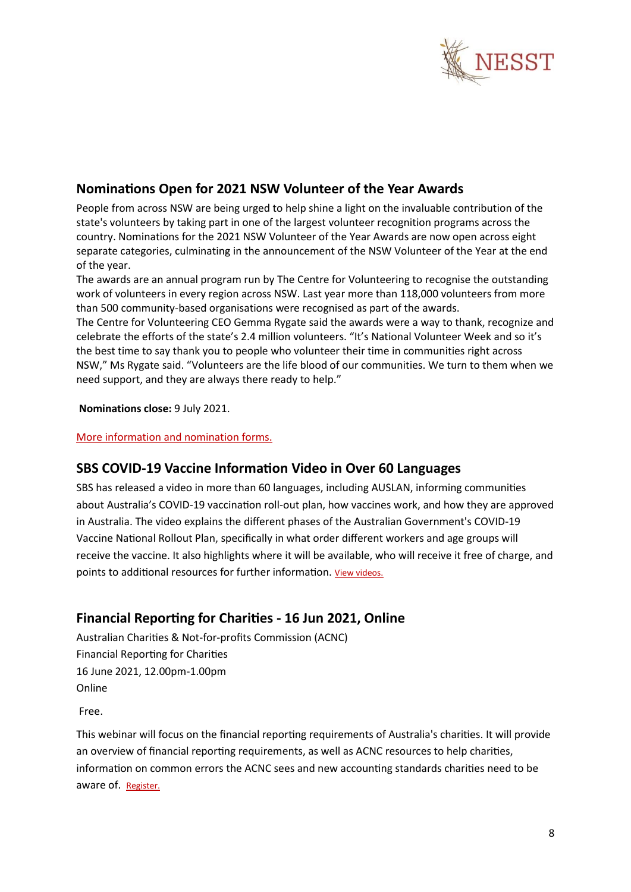## Nominations Open for 2021 NSW Volunteer of the Year Awards

People from across NSW are being urged to help shine a light on the invaluable contribution of the state's volunteers by taking part in one of the largest volunteer recognition programs across the country. Nominations for the 2021 NSW Volunteer of the Year Awards are now open across eight separate categories, culminating in the announcement of the NSW Volunteer of the Year at the end of the year.

The awards are an annual program run by The Centre for Volunteering to recognise the outstanding work of volunteers in every region across NSW. Last year more than 118,000 volunteers from more than 500 community-based organisations were recognised as part of the awards.

The Centre for Volunteering CEO Gemma Rygate said the awards were a way to thank, recognize and celebrate the efforts of the state's 2.4 million volunteers. "It's National Volunteer Week and so it's the best time to say thank you to people who volunteer their time in communities right across NSW," Ms Rygate said. "Volunteers are the life blood of our communities. We turn to them when we need support, and they are always there ready to help."

**Nominations close:** 9 July 2021.

More information and nomination forms.

## SBS COVID-19 Vaccine Information Video in Over 60 Languages

SBS has released a video in more than 60 languages, including AUSLAN, informing communities about Australia's COVID-19 vaccination roll-out plan, how vaccines work, and how they are approved in Australia. The video explains the different phases of the Australian Government's COVID-19 Vaccine National Rollout Plan, specifically in what order different workers and age groups will receive the vaccine. It also highlights where it will be available, who will receive it free of charge, and points to additional resources for further information. View videos.

## Financial Reporting for Charities - 16 Jun 2021, Online

Australian Charities & Not-for-profits Commission (ACNC)
Financial Reporting for Charities
16 June 2021, 12.00pm-1.00pm
Online

Free.

This webinar will focus on the financial reporting requirements of Australia's charities. It will provide an overview of financial reporting requirements, as well as ACNC resources to help charities, information on common errors the ACNC sees and new accounting standards charities need to be aware of. Register.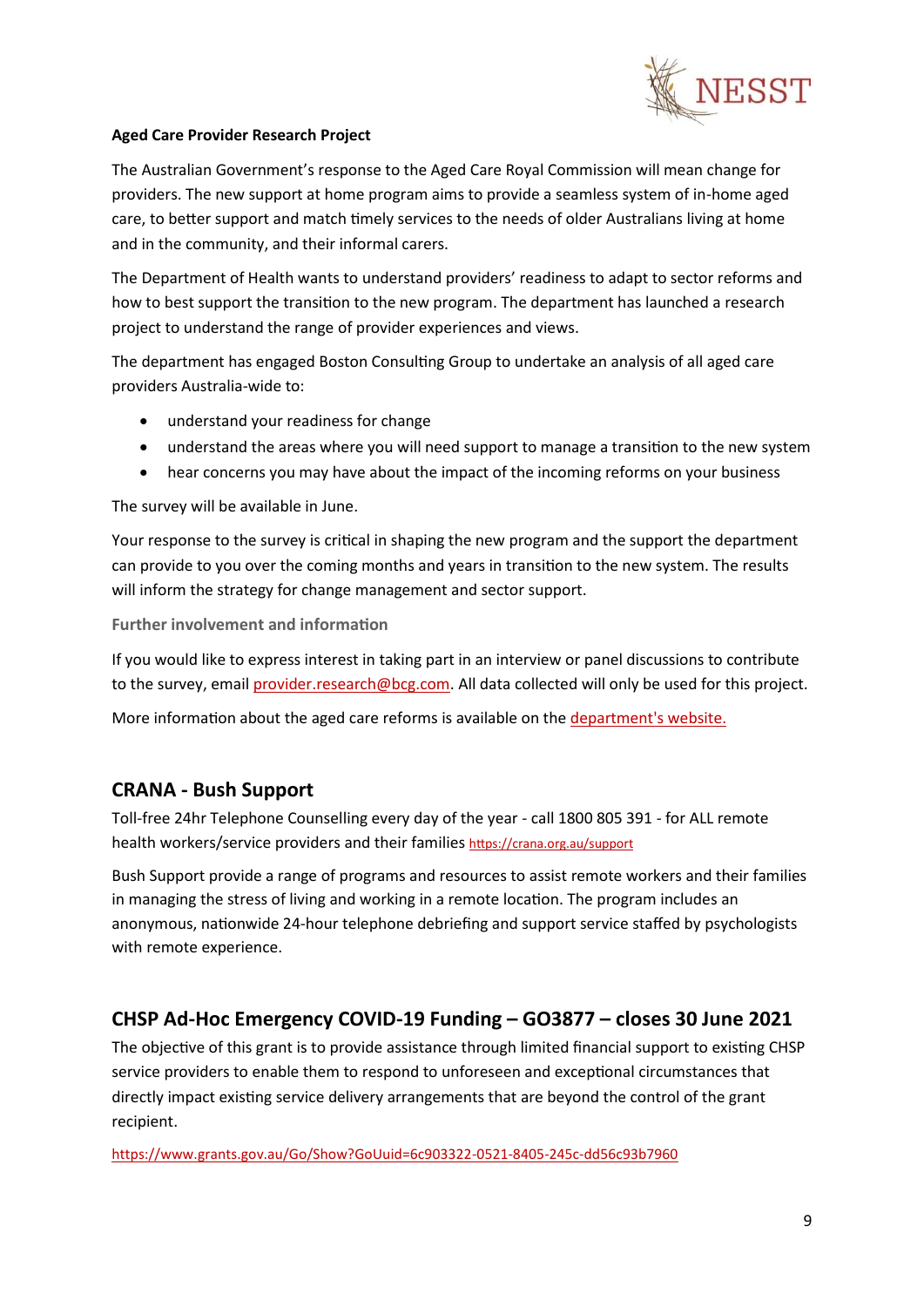**Aged Care Provider Research Project**

The Australian Government's response to the Aged Care Royal Commission will mean change for providers. The new support at home program aims to provide a seamless system of in-home aged care, to better support and match timely services to the needs of older Australians living at home and in the community, and their informal carers.

The Department of Health wants to understand providers' readiness to adapt to sector reforms and how to best support the transition to the new program. The department has launched a research project to understand the range of provider experiences and views.

The department has engaged Boston Consulting Group to undertake an analysis of all aged care providers Australia-wide to:

- understand your readiness for change
- understand the areas where you will need support to manage a transition to the new system
- hear concerns you may have about the impact of the incoming reforms on your business

The survey will be available in June.

Your response to the survey is critical in shaping the new program and the support the department can provide to you over the coming months and years in transition to the new system. The results will inform the strategy for change management and sector support.

**Further involvement and information**

If you would like to express interest in taking part in an interview or panel discussions to contribute to the survey, email provider.research@bcg.com. All data collected will only be used for this project.

More information about the aged care reforms is available on the department's website.

## CRANA - Bush Support

Toll-free 24hr Telephone Counselling every day of the year - call 1800 805 391 - for ALL remote health workers/service providers and their families https://crana.org.au/support

Bush Support provide a range of programs and resources to assist remote workers and their families in managing the stress of living and working in a remote location. The program includes an anonymous, nationwide 24-hour telephone debriefing and support service staffed by psychologists with remote experience.

## CHSP Ad-Hoc Emergency COVID-19 Funding – GO3877 – closes 30 June 2021

The objective of this grant is to provide assistance through limited financial support to existing CHSP service providers to enable them to respond to unforeseen and exceptional circumstances that directly impact existing service delivery arrangements that are beyond the control of the grant recipient.

https://www.grants.gov.au/Go/Show?GoUuid=6c903322-0521-8405-245c-dd56c93b7960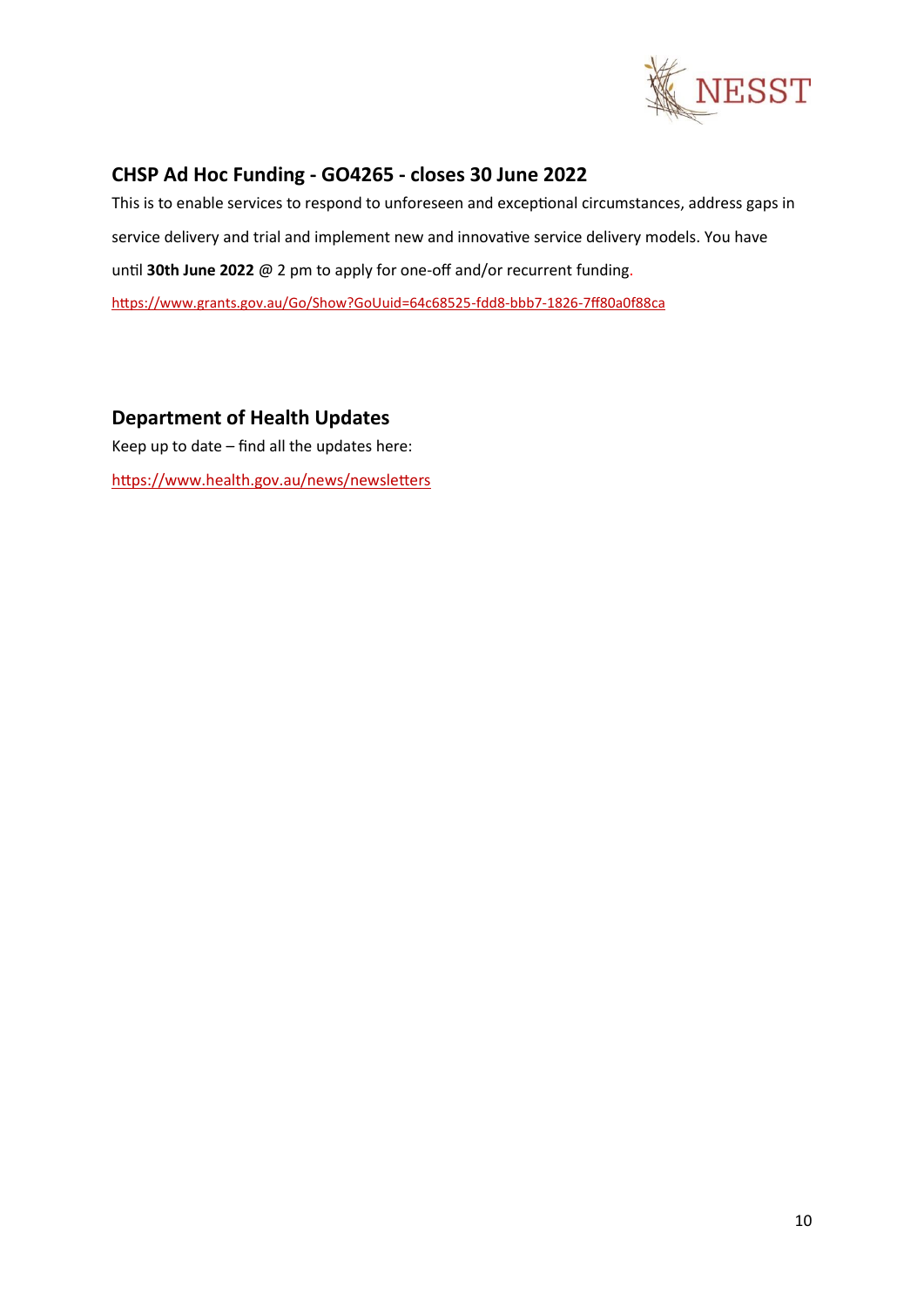## CHSP Ad Hoc Funding - GO4265 - closes 30 June 2022

This is to enable services to respond to unforeseen and exceptional circumstances, address gaps in service delivery and trial and implement new and innovative service delivery models. You have until **30th June 2022** @ 2 pm to apply for one-off and/or recurrent funding.

https://www.grants.gov.au/Go/Show?GoUuid=64c68525-fdd8-bbb7-1826-7ff80a0f88ca

## Department of Health Updates

Keep up to date – find all the updates here:

https://www.health.gov.au/news/newsletters